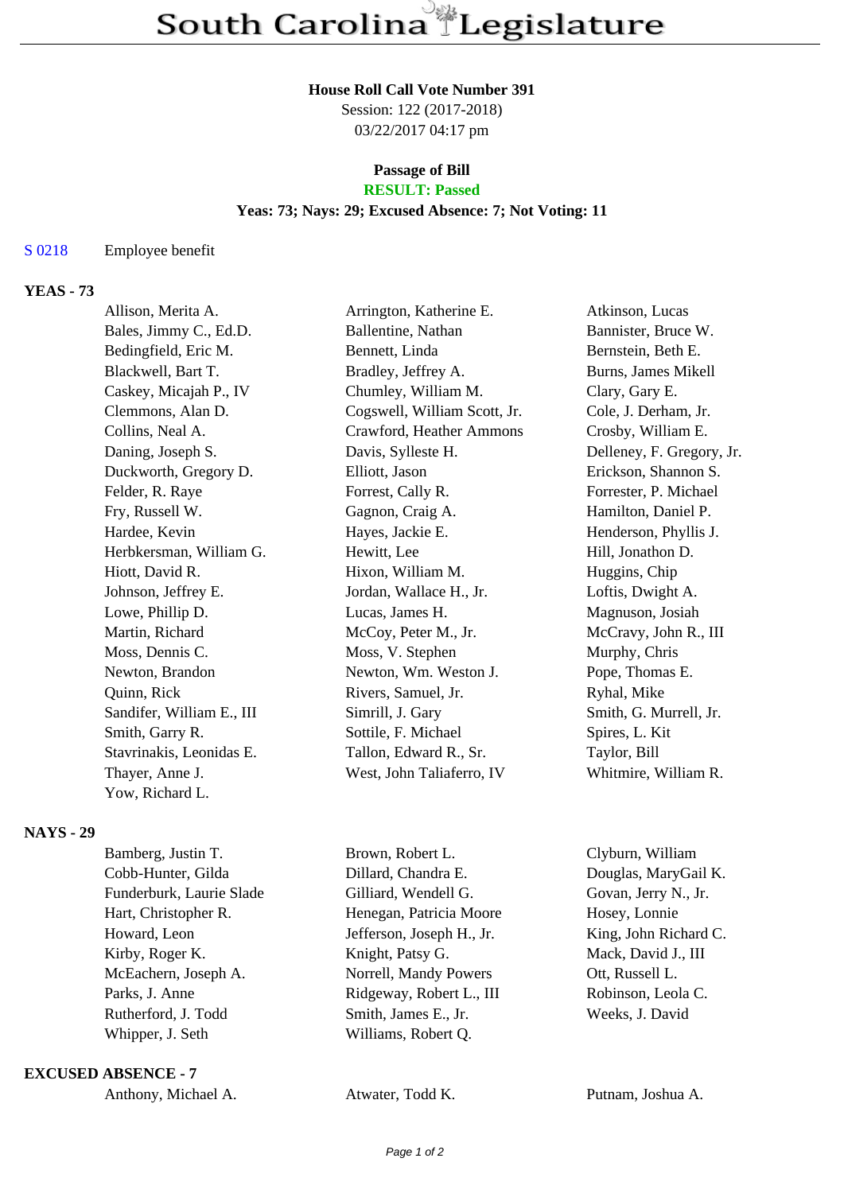# South Carolina Legislature

**House Roll Call Vote Number 391**
Session: 122 (2017-2018)
03/22/2017 04:17 pm

**Passage of Bill**
**RESULT: Passed**
**Yeas: 73; Nays: 29; Excused Absence: 7; Not Voting: 11**

S 0218 Employee benefit

**YEAS - 73**

| | | |
|---|---|---|
| Allison, Merita A. | Arrington, Katherine E. | Atkinson, Lucas |
| Bales, Jimmy C., Ed.D. | Ballentine, Nathan | Bannister, Bruce W. |
| Bedingfield, Eric M. | Bennett, Linda | Bernstein, Beth E. |
| Blackwell, Bart T. | Bradley, Jeffrey A. | Burns, James Mikell |
| Caskey, Micajah P., IV | Chumley, William M. | Clary, Gary E. |
| Clemmons, Alan D. | Cogswell, William Scott, Jr. | Cole, J. Derham, Jr. |
| Collins, Neal A. | Crawford, Heather Ammons | Crosby, William E. |
| Daning, Joseph S. | Davis, Sylleste H. | Delleney, F. Gregory, Jr. |
| Duckworth, Gregory D. | Elliott, Jason | Erickson, Shannon S. |
| Felder, R. Raye | Forrest, Cally R. | Forrester, P. Michael |
| Fry, Russell W. | Gagnon, Craig A. | Hamilton, Daniel P. |
| Hardee, Kevin | Hayes, Jackie E. | Henderson, Phyllis J. |
| Herbkersman, William G. | Hewitt, Lee | Hill, Jonathon D. |
| Hiott, David R. | Hixon, William M. | Huggins, Chip |
| Johnson, Jeffrey E. | Jordan, Wallace H., Jr. | Loftis, Dwight A. |
| Lowe, Phillip D. | Lucas, James H. | Magnuson, Josiah |
| Martin, Richard | McCoy, Peter M., Jr. | McCravy, John R., III |
| Moss, Dennis C. | Moss, V. Stephen | Murphy, Chris |
| Newton, Brandon | Newton, Wm. Weston J. | Pope, Thomas E. |
| Quinn, Rick | Rivers, Samuel, Jr. | Ryhal, Mike |
| Sandifer, William E., III | Simrill, J. Gary | Smith, G. Murrell, Jr. |
| Smith, Garry R. | Sottile, F. Michael | Spires, L. Kit |
| Stavrinakis, Leonidas E. | Tallon, Edward R., Sr. | Taylor, Bill |
| Thayer, Anne J. | West, John Taliaferro, IV | Whitmire, William R. |
| Yow, Richard L. | | |

**NAYS - 29**

| | | |
|---|---|---|
| Bamberg, Justin T. | Brown, Robert L. | Clyburn, William |
| Cobb-Hunter, Gilda | Dillard, Chandra E. | Douglas, MaryGail K. |
| Funderburk, Laurie Slade | Gilliard, Wendell G. | Govan, Jerry N., Jr. |
| Hart, Christopher R. | Henegan, Patricia Moore | Hosey, Lonnie |
| Howard, Leon | Jefferson, Joseph H., Jr. | King, John Richard C. |
| Kirby, Roger K. | Knight, Patsy G. | Mack, David J., III |
| McEachern, Joseph A. | Norrell, Mandy Powers | Ott, Russell L. |
| Parks, J. Anne | Ridgeway, Robert L., III | Robinson, Leola C. |
| Rutherford, J. Todd | Smith, James E., Jr. | Weeks, J. David |
| Whipper, J. Seth | Williams, Robert Q. | |

**EXCUSED ABSENCE - 7**

| | | |
|---|---|---|
| Anthony, Michael A. | Atwater, Todd K. | Putnam, Joshua A. |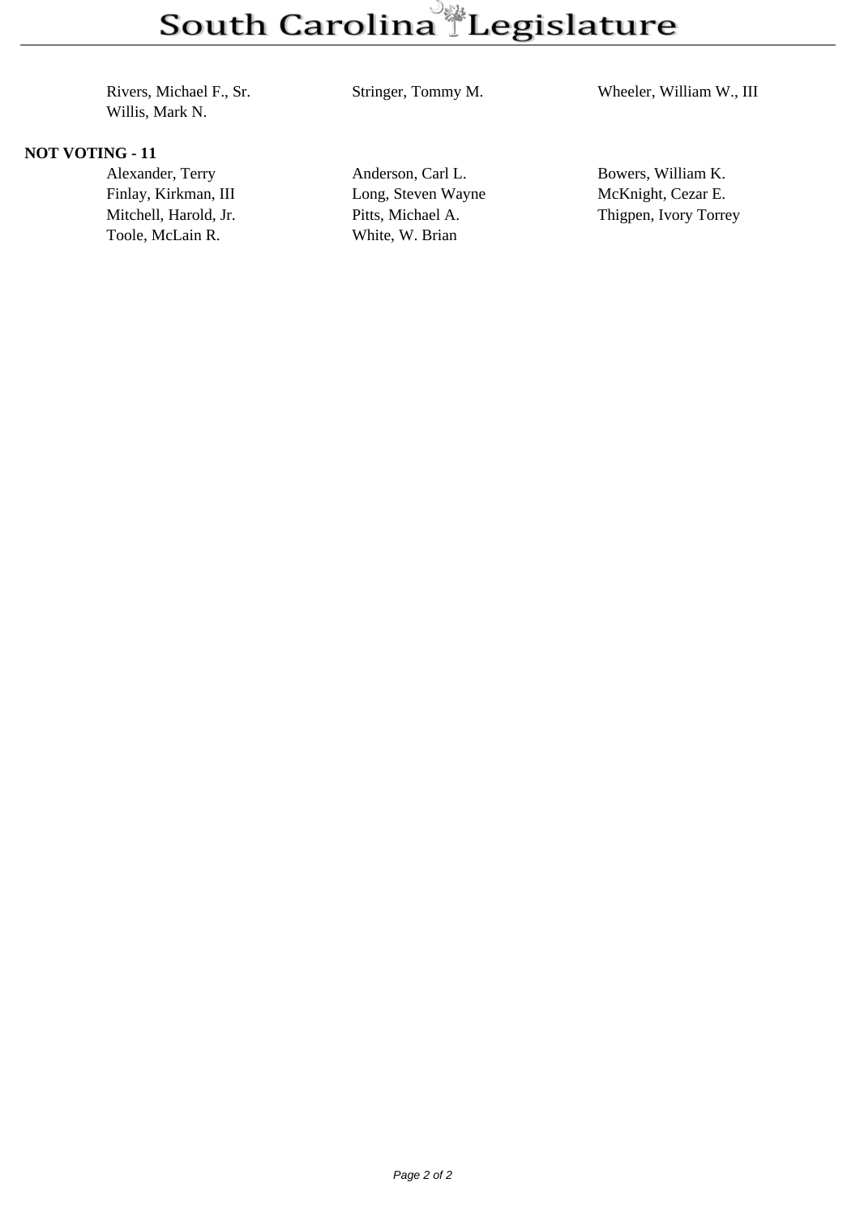Rivers, Michael F., Sr.
Stringer, Tommy M.
Wheeler, William W., III
Willis, Mark N.

**NOT VOTING - 11**

Alexander, Terry
Anderson, Carl L.
Bowers, William K.
Finlay, Kirkman, III
Long, Steven Wayne
McKnight, Cezar E.
Mitchell, Harold, Jr.
Pitts, Michael A.
Thigpen, Ivory Torrey
Toole, McLain R.
White, W. Brian